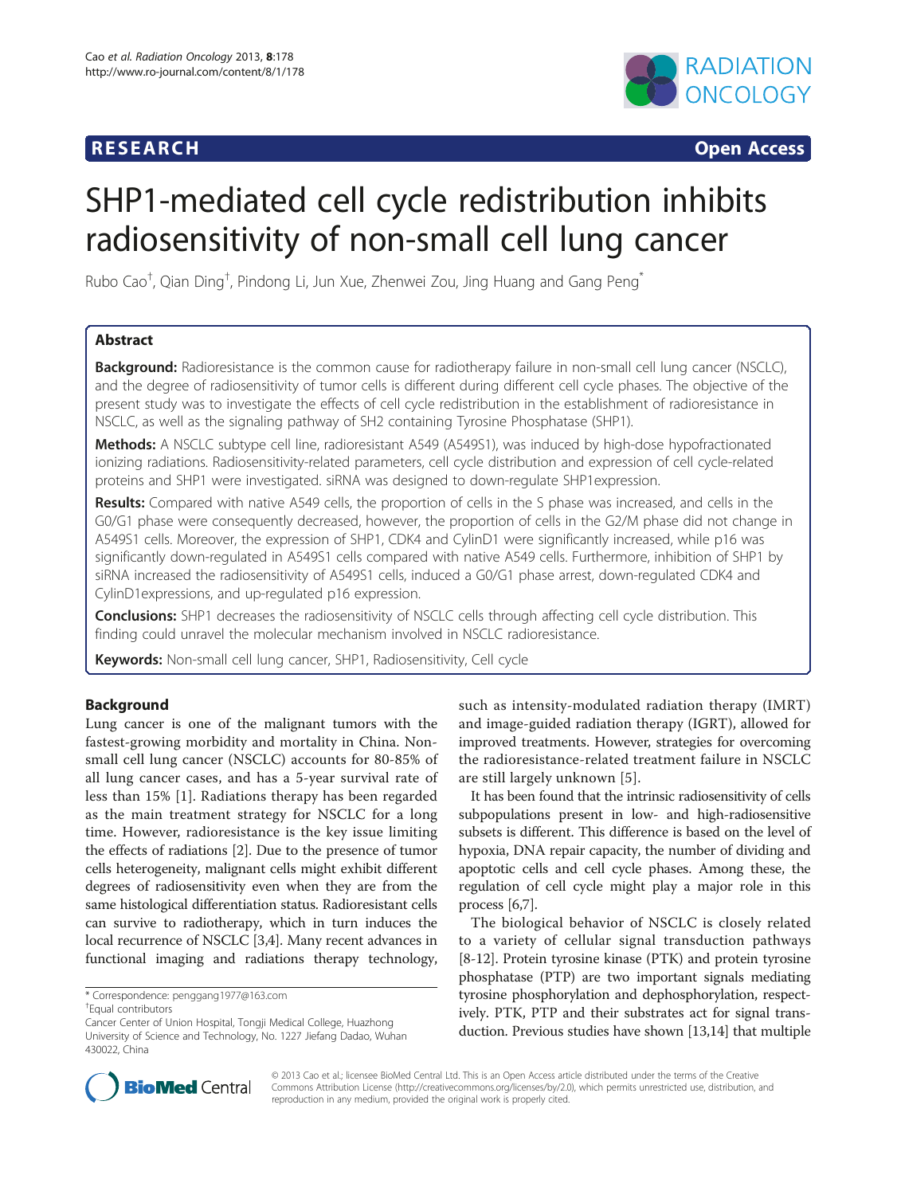**RESEARCH** **Open Access**

# SHP1-mediated cell cycle redistribution inhibits radiosensitivity of non-small cell lung cancer

Rubo Cao[†], Qian Ding[†], Pindong Li, Jun Xue, Zhenwei Zou, Jing Huang and Gang Peng[*]

## Abstract

**Background:** Radioresistance is the common cause for radiotherapy failure in non-small cell lung cancer (NSCLC), and the degree of radiosensitivity of tumor cells is different during different cell cycle phases. The objective of the present study was to investigate the effects of cell cycle redistribution in the establishment of radioresistance in NSCLC, as well as the signaling pathway of SH2 containing Tyrosine Phosphatase (SHP1).

**Methods:** A NSCLC subtype cell line, radioresistant A549 (A549S1), was induced by high-dose hypofractionated ionizing radiations. Radiosensitivity-related parameters, cell cycle distribution and expression of cell cycle-related proteins and SHP1 were investigated. siRNA was designed to down-regulate SHP1expression.

**Results:** Compared with native A549 cells, the proportion of cells in the S phase was increased, and cells in the G0/G1 phase were consequently decreased, however, the proportion of cells in the G2/M phase did not change in A549S1 cells. Moreover, the expression of SHP1, CDK4 and CylinD1 were significantly increased, while p16 was significantly down-regulated in A549S1 cells compared with native A549 cells. Furthermore, inhibition of SHP1 by siRNA increased the radiosensitivity of A549S1 cells, induced a G0/G1 phase arrest, down-regulated CDK4 and CylinD1expressions, and up-regulated p16 expression.

**Conclusions:** SHP1 decreases the radiosensitivity of NSCLC cells through affecting cell cycle distribution. This finding could unravel the molecular mechanism involved in NSCLC radioresistance.

**Keywords:** Non-small cell lung cancer, SHP1, Radiosensitivity, Cell cycle

## Background

Lung cancer is one of the malignant tumors with the fastest-growing morbidity and mortality in China. Non-small cell lung cancer (NSCLC) accounts for 80-85% of all lung cancer cases, and has a 5-year survival rate of less than 15% [1]. Radiations therapy has been regarded as the main treatment strategy for NSCLC for a long time. However, radioresistance is the key issue limiting the effects of radiations [2]. Due to the presence of tumor cells heterogeneity, malignant cells might exhibit different degrees of radiosensitivity even when they are from the same histological differentiation status. Radioresistant cells can survive to radiotherapy, which in turn induces the local recurrence of NSCLC [3,4]. Many recent advances in functional imaging and radiations therapy technology, such as intensity-modulated radiation therapy (IMRT) and image-guided radiation therapy (IGRT), allowed for improved treatments. However, strategies for overcoming the radioresistance-related treatment failure in NSCLC are still largely unknown [5].

It has been found that the intrinsic radiosensitivity of cells subpopulations present in low- and high-radiosensitive subsets is different. This difference is based on the level of hypoxia, DNA repair capacity, the number of dividing and apoptotic cells and cell cycle phases. Among these, the regulation of cell cycle might play a major role in this process [6,7].

The biological behavior of NSCLC is closely related to a variety of cellular signal transduction pathways [8-12]. Protein tyrosine kinase (PTK) and protein tyrosine phosphatase (PTP) are two important signals mediating tyrosine phosphorylation and dephosphorylation, respectively. PTK, PTP and their substrates act for signal transduction. Previous studies have shown [13,14] that multiple

---

\* Correspondence: penggang1977@163.com
†Equal contributors
Cancer Center of Union Hospital, Tongji Medical College, Huazhong University of Science and Technology, No. 1227 Jiefang Dadao, Wuhan 430022, China

© 2013 Cao et al.; licensee BioMed Central Ltd. This is an Open Access article distributed under the terms of the Creative Commons Attribution License (http://creativecommons.org/licenses/by/2.0), which permits unrestricted use, distribution, and reproduction in any medium, provided the original work is properly cited.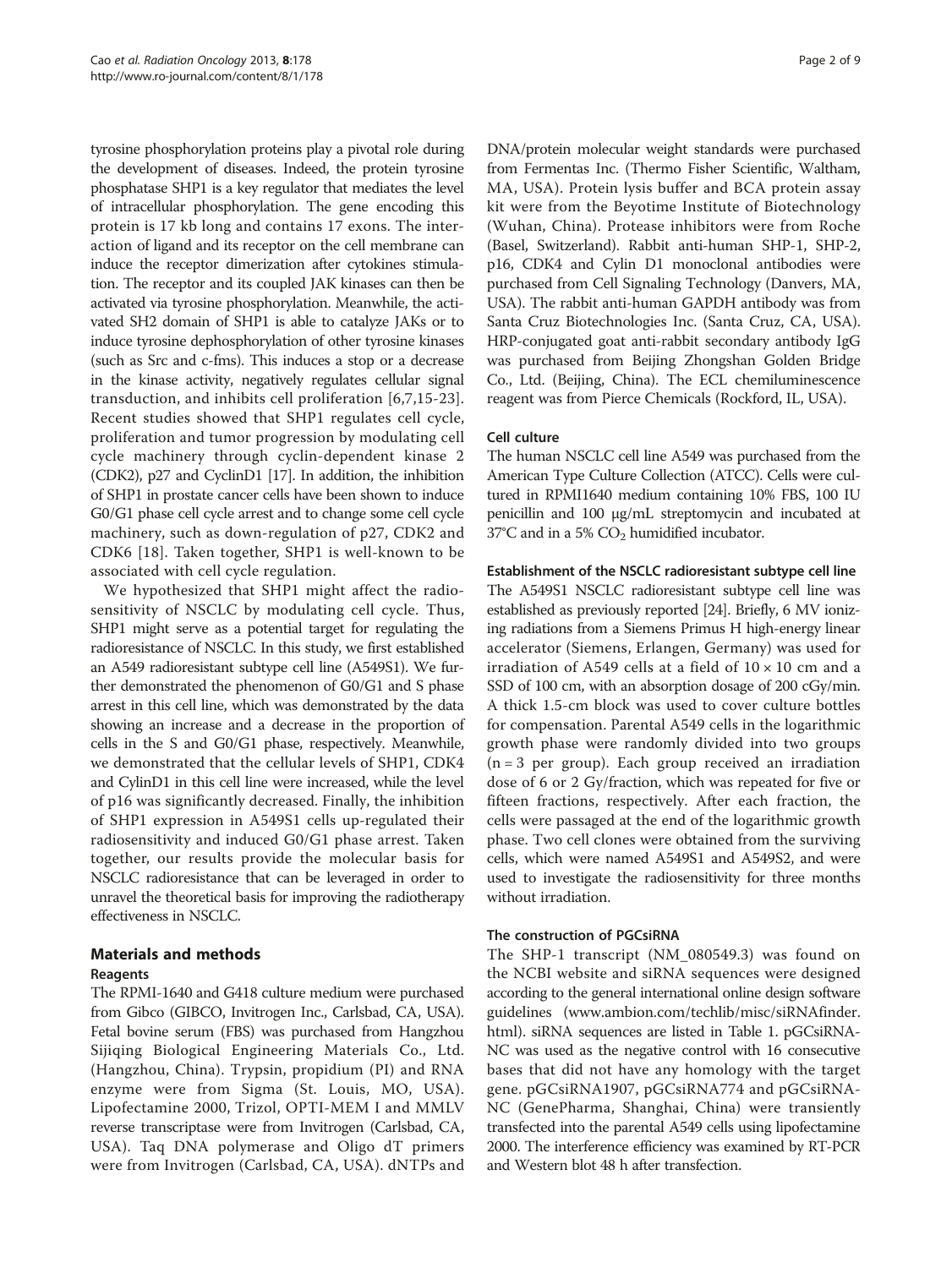tyrosine phosphorylation proteins play a pivotal role during the development of diseases. Indeed, the protein tyrosine phosphatase SHP1 is a key regulator that mediates the level of intracellular phosphorylation. The gene encoding this protein is 17 kb long and contains 17 exons. The interaction of ligand and its receptor on the cell membrane can induce the receptor dimerization after cytokines stimulation. The receptor and its coupled JAK kinases can then be activated via tyrosine phosphorylation. Meanwhile, the activated SH2 domain of SHP1 is able to catalyze JAKs or to induce tyrosine dephosphorylation of other tyrosine kinases (such as Src and c-fms). This induces a stop or a decrease in the kinase activity, negatively regulates cellular signal transduction, and inhibits cell proliferation [6,7,15-23]. Recent studies showed that SHP1 regulates cell cycle, proliferation and tumor progression by modulating cell cycle machinery through cyclin-dependent kinase 2 (CDK2), p27 and CyclinD1 [17]. In addition, the inhibition of SHP1 in prostate cancer cells have been shown to induce G0/G1 phase cell cycle arrest and to change some cell cycle machinery, such as down-regulation of p27, CDK2 and CDK6 [18]. Taken together, SHP1 is well-known to be associated with cell cycle regulation.

We hypothesized that SHP1 might affect the radiosensitivity of NSCLC by modulating cell cycle. Thus, SHP1 might serve as a potential target for regulating the radioresistance of NSCLC. In this study, we first established an A549 radioresistant subtype cell line (A549S1). We further demonstrated the phenomenon of G0/G1 and S phase arrest in this cell line, which was demonstrated by the data showing an increase and a decrease in the proportion of cells in the S and G0/G1 phase, respectively. Meanwhile, we demonstrated that the cellular levels of SHP1, CDK4 and CylinD1 in this cell line were increased, while the level of p16 was significantly decreased. Finally, the inhibition of SHP1 expression in A549S1 cells up-regulated their radiosensitivity and induced G0/G1 phase arrest. Taken together, our results provide the molecular basis for NSCLC radioresistance that can be leveraged in order to unravel the theoretical basis for improving the radiotherapy effectiveness in NSCLC.

## Materials and methods

### Reagents

The RPMI-1640 and G418 culture medium were purchased from Gibco (GIBCO, Invitrogen Inc., Carlsbad, CA, USA). Fetal bovine serum (FBS) was purchased from Hangzhou Sijiqing Biological Engineering Materials Co., Ltd. (Hangzhou, China). Trypsin, propidium (PI) and RNA enzyme were from Sigma (St. Louis, MO, USA). Lipofectamine 2000, Trizol, OPTI-MEM I and MMLV reverse transcriptase were from Invitrogen (Carlsbad, CA, USA). Taq DNA polymerase and Oligo dT primers were from Invitrogen (Carlsbad, CA, USA). dNTPs and DNA/protein molecular weight standards were purchased from Fermentas Inc. (Thermo Fisher Scientific, Waltham, MA, USA). Protein lysis buffer and BCA protein assay kit were from the Beyotime Institute of Biotechnology (Wuhan, China). Protease inhibitors were from Roche (Basel, Switzerland). Rabbit anti-human SHP-1, SHP-2, p16, CDK4 and Cylin D1 monoclonal antibodies were purchased from Cell Signaling Technology (Danvers, MA, USA). The rabbit anti-human GAPDH antibody was from Santa Cruz Biotechnologies Inc. (Santa Cruz, CA, USA). HRP-conjugated goat anti-rabbit secondary antibody IgG was purchased from Beijing Zhongshan Golden Bridge Co., Ltd. (Beijing, China). The ECL chemiluminescence reagent was from Pierce Chemicals (Rockford, IL, USA).

### Cell culture

The human NSCLC cell line A549 was purchased from the American Type Culture Collection (ATCC). Cells were cultured in RPMI1640 medium containing 10% FBS, 100 IU penicillin and 100 μg/mL streptomycin and incubated at 37°C and in a 5% $CO_2$ humidified incubator.

### Establishment of the NSCLC radioresistant subtype cell line

The A549S1 NSCLC radioresistant subtype cell line was established as previously reported [24]. Briefly, 6 MV ionizing radiations from a Siemens Primus H high-energy linear accelerator (Siemens, Erlangen, Germany) was used for irradiation of A549 cells at a field of 10 × 10 cm and a SSD of 100 cm, with an absorption dosage of 200 cGy/min. A thick 1.5-cm block was used to cover culture bottles for compensation. Parental A549 cells in the logarithmic growth phase were randomly divided into two groups (n = 3 per group). Each group received an irradiation dose of 6 or 2 Gy/fraction, which was repeated for five or fifteen fractions, respectively. After each fraction, the cells were passaged at the end of the logarithmic growth phase. Two cell clones were obtained from the surviving cells, which were named A549S1 and A549S2, and were used to investigate the radiosensitivity for three months without irradiation.

### The construction of PGCsiRNA

The SHP-1 transcript (NM_080549.3) was found on the NCBI website and siRNA sequences were designed according to the general international online design software guidelines (www.ambion.com/techlib/misc/siRNAfinder.html). siRNA sequences are listed in Table 1. pGCsiRNA-NC was used as the negative control with 16 consecutive bases that did not have any homology with the target gene. pGCsiRNA1907, pGCsiRNA774 and pGCsiRNA-NC (GenePharma, Shanghai, China) were transiently transfected into the parental A549 cells using lipofectamine 2000. The interference efficiency was examined by RT-PCR and Western blot 48 h after transfection.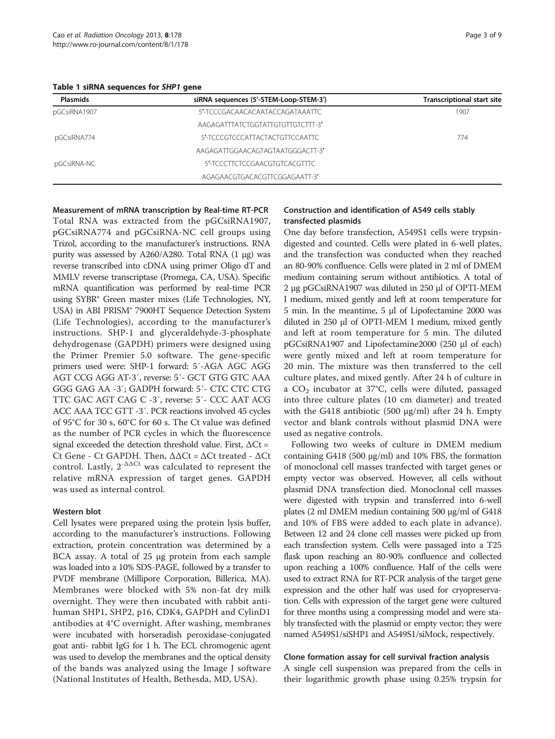**Table 1 siRNA sequences for *SHP1* gene**

| Plasmids | siRNA sequences (5′-STEM-Loop-STEM-3′) | Transcriptional start site |
| --- | --- | --- |
| pGCsiRNA1907 | 5′-TCCCGACAACACAATACCAGATAAATTC | 1907 |
| | AAGAGATTTATCTGGTATTGTGTTGTCTTT-3′ | |
| pGCsiRNA774 | 5′-TCCCGTCCCATTACTACTGTTCCAATTC | 774 |
| | AAGAGATTGGAACAGTAGTAATGGGACTT-3′ | |
| pGCsiRNA-NC | 5′-TCCCTTCTCCGAACGTGTCACGTTTC | |
| | AGAGAACGTGACACGTTCGGAGAATT-3′ | |

#### Measurement of mRNA transcription by Real-time RT-PCR

Total RNA was extracted from the pGCsiRNA1907, pGCsiRNA774 and pGCsiRNA-NC cell groups using Trizol, according to the manufacturer's instructions. RNA purity was assessed by A260/A280. Total RNA (1 μg) was reverse transcribed into cDNA using primer Oligo dT and MMLV reverse transcriptase (Promega, CA, USA). Specific mRNA quantification was performed by real-time PCR using SYBR® Green master mixes (Life Technologies, NY, USA) in ABI PRISM® 7900HT Sequence Detection System (Life Technologies), according to the manufacturer's instructions. SHP-1 and glyceraldehyde-3-phosphate dehydrogenase (GAPDH) primers were designed using the Primer Premier 5.0 software. The gene-specific primers used were: SHP-1 forward: 5′-AGA AGC AGG AGT CCG AGG AT-3′, reverse: 5′- GCT GTG GTC AAA GGG GAG AA -3′; GADPH forward: 5′- CTC CTC CTG TTC GAC AGT CAG C -3′, reverse: 5′- CCC AAT ACG ACC AAA TCC GTT -3′. PCR reactions involved 45 cycles of 95°C for 30 s, 60°C for 60 s. The Ct value was defined as the number of PCR cycles in which the fluorescence signal exceeded the detection threshold value. First, ΔCt = Ct Gene - Ct GAPDH. Then, ΔΔCt = ΔCt treated - ΔCt control. Lastly, $2^{-\Delta\Delta Ct}$ was calculated to represent the relative mRNA expression of target genes. GAPDH was used as internal control.

#### Western blot

Cell lysates were prepared using the protein lysis buffer, according to the manufacturer's instructions. Following extraction, protein concentration was determined by a BCA assay. A total of 25 μg protein from each sample was loaded into a 10% SDS-PAGE, followed by a transfer to PVDF membrane (Millipore Corporation, Billerica, MA). Membranes were blocked with 5% non-fat dry milk overnight. They were then incubated with rabbit anti-human SHP1, SHP2, p16, CDK4, GAPDH and CylinD1 antibodies at 4°C overnight. After washing, membranes were incubated with horseradish peroxidase-conjugated goat anti- rabbit IgG for 1 h. The ECL chromogenic agent was used to develop the membranes and the optical density of the bands was analyzed using the Image J software (National Institutes of Health, Bethesda, MD, USA).

#### Construction and identification of A549 cells stably transfected plasmids

One day before transfection, A549S1 cells were trypsin-digested and counted. Cells were plated in 6-well plates, and the transfection was conducted when they reached an 80-90% confluence. Cells were plated in 2 ml of DMEM medium containing serum without antibiotics. A total of 2 μg pGCsiRNA1907 was diluted in 250 μl of OPTI-MEM I medium, mixed gently and left at room temperature for 5 min. In the meantime, 5 μl of Lipofectamine 2000 was diluted in 250 μl of OPTI-MEM I medium, mixed gently and left at room temperature for 5 min. The diluted pGCsiRNA1907 and Lipofectamine2000 (250 μl of each) were gently mixed and left at room temperature for 20 min. The mixture was then transferred to the cell culture plates, and mixed gently. After 24 h of culture in a $CO_2$ incubator at 37°C, cells were diluted, passaged into three culture plates (10 cm diameter) and treated with the G418 antibiotic (500 μg/ml) after 24 h. Empty vector and blank controls without plasmid DNA were used as negative controls.

Following two weeks of culture in DMEM medium containing G418 (500 μg/ml) and 10% FBS, the formation of monoclonal cell masses tranfected with target genes or empty vector was observed. However, all cells without plasmid DNA transfection died. Monoclonal cell masses were digested with trypsin and transferred into 6-well plates (2 ml DMEM mediun containing 500 μg/ml of G418 and 10% of FBS were added to each plate in advance). Between 12 and 24 clone cell masses were picked up from each transfection system. Cells were passaged into a T25 flask upon reaching an 80-90% confluence and collected upon reaching a 100% confluence. Half of the cells were used to extract RNA for RT-PCR analysis of the target gene expression and the other half was used for cryopreservation. Cells with expression of the target gene were cultured for three months using a compressing model and were stably transfected with the plasmid or empty vector; they were named A549S1/siSHP1 and A549S1/siMock, respectively.

#### Clone formation assay for cell survival fraction analysis

A single cell suspension was prepared from the cells in their logarithmic growth phase using 0.25% trypsin for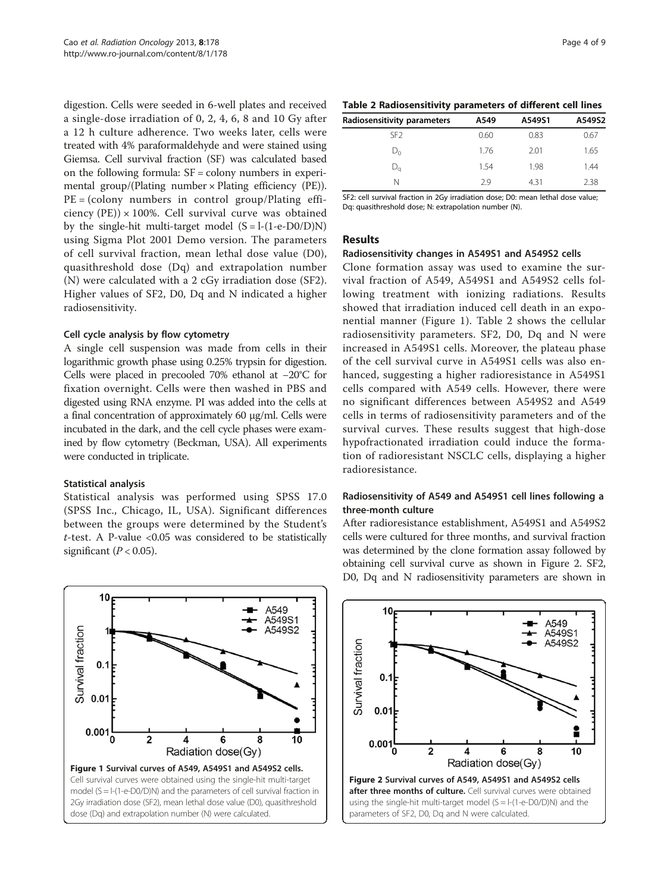digestion. Cells were seeded in 6-well plates and received a single-dose irradiation of 0, 2, 4, 6, 8 and 10 Gy after a 12 h culture adherence. Two weeks later, cells were treated with 4% paraformaldehyde and were stained using Giemsa. Cell survival fraction (SF) was calculated based on the following formula: SF = colony numbers in experimental group/(Plating number × Plating efficiency (PE)). PE = (colony numbers in control group/Plating efficiency (PE)) × 100%. Cell survival curve was obtained by the single-hit multi-target model (S = l-(1-e-D0/D)N) using Sigma Plot 2001 Demo version. The parameters of cell survival fraction, mean lethal dose value (D0), quasithreshold dose (Dq) and extrapolation number (N) were calculated with a 2 cGy irradiation dose (SF2). Higher values of SF2, D0, Dq and N indicated a higher radiosensitivity.

### Cell cycle analysis by flow cytometry

A single cell suspension was made from cells in their logarithmic growth phase using 0.25% trypsin for digestion. Cells were placed in precooled 70% ethanol at −20°C for fixation overnight. Cells were then washed in PBS and digested using RNA enzyme. PI was added into the cells at a final concentration of approximately 60 μg/ml. Cells were incubated in the dark, and the cell cycle phases were examined by flow cytometry (Beckman, USA). All experiments were conducted in triplicate.

### Statistical analysis

Statistical analysis was performed using SPSS 17.0 (SPSS Inc., Chicago, IL, USA). Significant differences between the groups were determined by the Student's *t*-test. A P-value <0.05 was considered to be statistically significant ($P < 0.05$).

**Table 2 Radiosensitivity parameters of different cell lines**

| Radiosensitivity parameters | A549 | A549S1 | A549S2 |
|---|---|---|---|
| SF2 | 0.60 | 0.83 | 0.67 |
| $D_0$ | 1.76 | 2.01 | 1.65 |
| $D_q$ | 1.54 | 1.98 | 1.44 |
| N | 2.9 | 4.31 | 2.38 |

SF2: cell survival fraction in 2Gy irradiation dose; D0: mean lethal dose value; Dq: quasithreshold dose; N: extrapolation number (N).

## Results

### Radiosensitivity changes in A549S1 and A549S2 cells

Clone formation assay was used to examine the survival fraction of A549, A549S1 and A549S2 cells following treatment with ionizing radiations. Results showed that irradiation induced cell death in an exponential manner (Figure 1). Table 2 shows the cellular radiosensitivity parameters. SF2, D0, Dq and N were increased in A549S1 cells. Moreover, the plateau phase of the cell survival curve in A549S1 cells was also enhanced, suggesting a higher radioresistance in A549S1 cells compared with A549 cells. However, there were no significant differences between A549S2 and A549 cells in terms of radiosensitivity parameters and of the survival curves. These results suggest that high-dose hypofractionated irradiation could induce the formation of radioresistant NSCLC cells, displaying a higher radioresistance.

### Radiosensitivity of A549 and A549S1 cell lines following a three-month culture

After radioresistance establishment, A549S1 and A549S2 cells were cultured for three months, and survival fraction was determined by the clone formation assay followed by obtaining cell survival curve as shown in Figure 2. SF2, D0, Dq and N radiosensitivity parameters are shown in

**Figure 1 Survival curves of A549, A549S1 and A549S2 cells.** Cell survival curves were obtained using the single-hit multi-target model (S = l-(1-e-D0/D)N) and the parameters of cell survival fraction in 2Gy irradiation dose (SF2), mean lethal dose value (D0), quasithreshold dose (Dq) and extrapolation number (N) were calculated.

**Figure 2 Survival curves of A549, A549S1 and A549S2 cells after three months of culture.** Cell survival curves were obtained using the single-hit multi-target model (S = l-(1-e-D0/D)N) and the parameters of SF2, D0, Dq and N were calculated.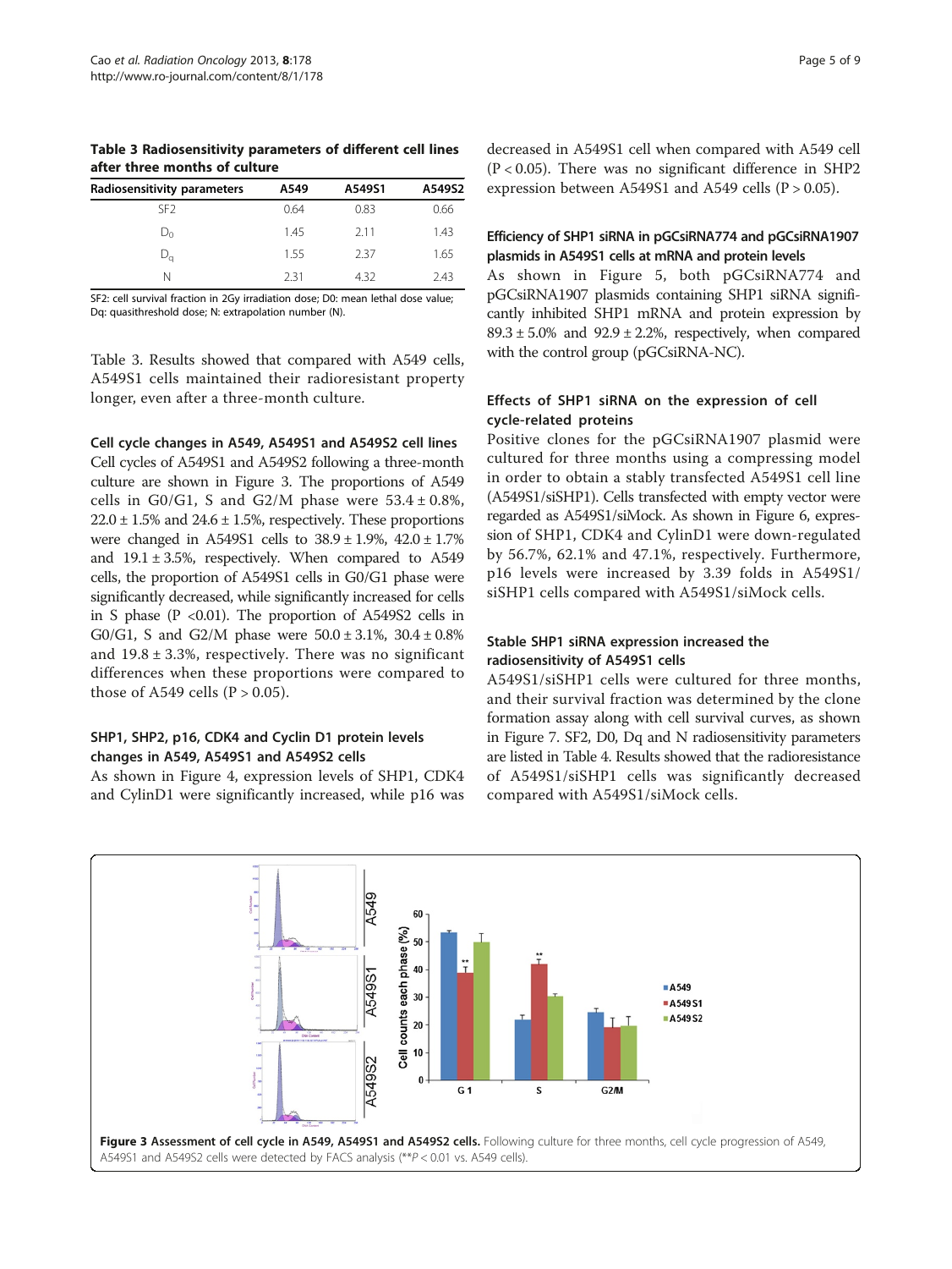**Table 3 Radiosensitivity parameters of different cell lines after three months of culture**

| Radiosensitivity parameters | A549 | A549S1 | A549S2 |
|---|---|---|---|
| SF2 | 0.64 | 0.83 | 0.66 |
| $D_0$ | 1.45 | 2.11 | 1.43 |
| $D_q$ | 1.55 | 2.37 | 1.65 |
| N | 2.31 | 4.32 | 2.43 |

SF2: cell survival fraction in 2Gy irradiation dose; D0: mean lethal dose value; Dq: quasithreshold dose; N: extrapolation number (N).

Table 3. Results showed that compared with A549 cells, A549S1 cells maintained their radioresistant property longer, even after a three-month culture.

### Cell cycle changes in A549, A549S1 and A549S2 cell lines

Cell cycles of A549S1 and A549S2 following a three-month culture are shown in Figure 3. The proportions of A549 cells in G0/G1, S and G2/M phase were 53.4 ± 0.8%, 22.0 ± 1.5% and 24.6 ± 1.5%, respectively. These proportions were changed in A549S1 cells to 38.9 ± 1.9%, 42.0 ± 1.7% and 19.1 ± 3.5%, respectively. When compared to A549 cells, the proportion of A549S1 cells in G0/G1 phase were significantly decreased, while significantly increased for cells in S phase (P <0.01). The proportion of A549S2 cells in G0/G1, S and G2/M phase were 50.0 ± 3.1%, 30.4 ± 0.8% and 19.8 ± 3.3%, respectively. There was no significant differences when these proportions were compared to those of A549 cells (P > 0.05).

### SHP1, SHP2, p16, CDK4 and Cyclin D1 protein levels changes in A549, A549S1 and A549S2 cells

As shown in Figure 4, expression levels of SHP1, CDK4 and CylinD1 were significantly increased, while p16 was decreased in A549S1 cell when compared with A549 cell (P < 0.05). There was no significant difference in SHP2 expression between A549S1 and A549 cells (P > 0.05).

### Efficiency of SHP1 siRNA in pGCsiRNA774 and pGCsiRNA1907 plasmids in A549S1 cells at mRNA and protein levels

As shown in Figure 5, both pGCsiRNA774 and pGCsiRNA1907 plasmids containing SHP1 siRNA significantly inhibited SHP1 mRNA and protein expression by 89.3 ± 5.0% and 92.9 ± 2.2%, respectively, when compared with the control group (pGCsiRNA-NC).

### Effects of SHP1 siRNA on the expression of cell cycle-related proteins

Positive clones for the pGCsiRNA1907 plasmid were cultured for three months using a compressing model in order to obtain a stably transfected A549S1 cell line (A549S1/siSHP1). Cells transfected with empty vector were regarded as A549S1/siMock. As shown in Figure 6, expression of SHP1, CDK4 and CylinD1 were down-regulated by 56.7%, 62.1% and 47.1%, respectively. Furthermore, p16 levels were increased by 3.39 folds in A549S1/siSHP1 cells compared with A549S1/siMock cells.

### Stable SHP1 siRNA expression increased the radiosensitivity of A549S1 cells

A549S1/siSHP1 cells were cultured for three months, and their survival fraction was determined by the clone formation assay along with cell survival curves, as shown in Figure 7. SF2, D0, Dq and N radiosensitivity parameters are listed in Table 4. Results showed that the radioresistance of A549S1/siSHP1 cells was significantly decreased compared with A549S1/siMock cells.

**Figure 3 Assessment of cell cycle in A549, A549S1 and A549S2 cells.** Following culture for three months, cell cycle progression of A549, A549S1 and A549S2 cells were detected by FACS analysis (**P < 0.01 vs. A549 cells).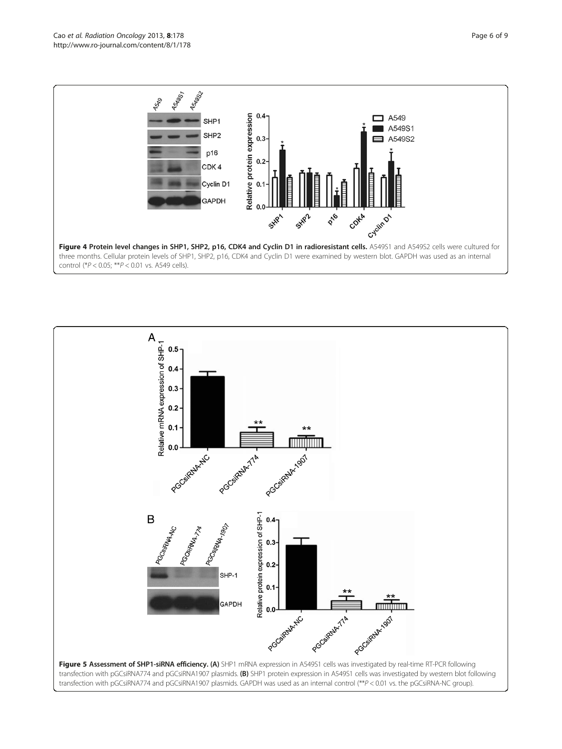**Figure 4 Protein level changes in SHP1, SHP2, p16, CDK4 and Cyclin D1 in radioresistant cells.** A549S1 and A549S2 cells were cultured for three months. Cellular protein levels of SHP1, SHP2, p16, CDK4 and Cyclin D1 were examined by western blot. GAPDH was used as an internal control (*$P < 0.05$; **$P < 0.01$ vs. A549 cells).

**Figure 5 Assessment of SHP1-siRNA efficiency. (A)** SHP1 mRNA expression in A549S1 cells was investigated by real-time RT-PCR following transfection with pGCsiRNA774 and pGCsiRNA1907 plasmids. **(B)** SHP1 protein expression in A549S1 cells was investigated by western blot following transfection with pGCsiRNA774 and pGCsiRNA1907 plasmids. GAPDH was used as an internal control (**$P < 0.01$ vs. the pGCsiRNA-NC group).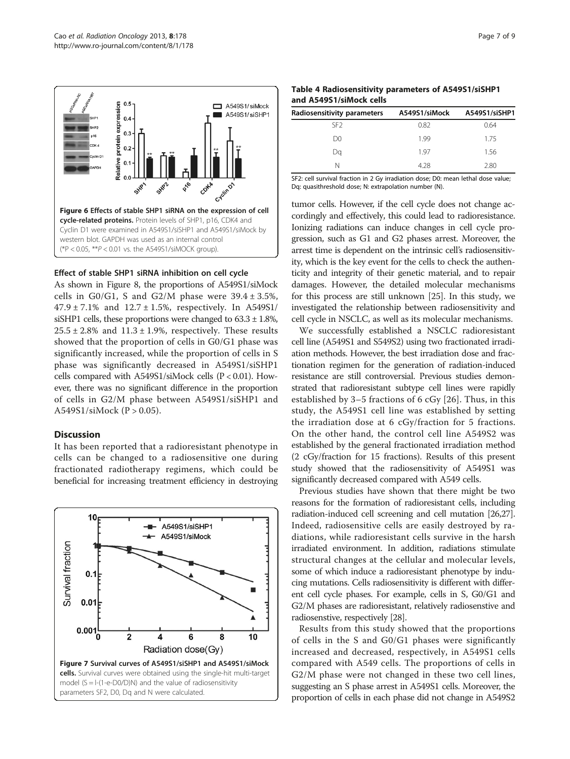Figure 6 Effects of stable SHP1 siRNA on the expression of cell cycle-related proteins. Protein levels of SHP1, p16, CDK4 and Cyclin D1 were examined in A549S1/siSHP1 and A549S1/siMock by western blot. GAPDH was used as an internal control (*P < 0.05, **P < 0.01 vs. the A549S1/siMOCK group).

### Effect of stable SHP1 siRNA inhibition on cell cycle

As shown in Figure 8, the proportions of A549S1/siMock cells in G0/G1, S and G2/M phase were 39.4 ± 3.5%, 47.9 ± 7.1% and 12.7 ± 1.5%, respectively. In A549S1/siSHP1 cells, these proportions were changed to 63.3 ± 1.8%, 25.5 ± 2.8% and 11.3 ± 1.9%, respectively. These results showed that the proportion of cells in G0/G1 phase was significantly increased, while the proportion of cells in S phase was significantly decreased in A549S1/siSHP1 cells compared with A549S1/siMock cells (P < 0.01). However, there was no significant difference in the proportion of cells in G2/M phase between A549S1/siSHP1 and A549S1/siMock (P > 0.05).

## Discussion

It has been reported that a radioresistant phenotype in cells can be changed to a radiosensitive one during fractionated radiotherapy regimens, which could be beneficial for increasing treatment efficiency in destroying tumor cells. However, if the cell cycle does not change accordingly and effectively, this could lead to radioresistance. Ionizing radiations can induce changes in cell cycle progression, such as G1 and G2 phases arrest. Moreover, the arrest time is dependent on the intrinsic cell's radiosensitivity, which is the key event for the cells to check the authenticity and integrity of their genetic material, and to repair damages. However, the detailed molecular mechanisms for this process are still unknown [25]. In this study, we investigated the relationship between radiosensitivity and cell cycle in NSCLC, as well as its molecular mechanisms.

Figure 7 Survival curves of A549S1/siSHP1 and A549S1/siMock cells. Survival curves were obtained using the single-hit multi-target model (S = l-(1-e-D0/D)N) and the value of radiosensitivity parameters SF2, D0, Dq and N were calculated.

**Table 4 Radiosensitivity parameters of A549S1/siSHP1 and A549S1/siMock cells**

| Radiosensitivity parameters | A549S1/siMock | A549S1/siSHP1 |
|---|---|---|
| SF2 | 0.82 | 0.64 |
| D0 | 1.99 | 1.75 |
| Dq | 1.97 | 1.56 |
| N | 4.28 | 2.80 |

SF2: cell survival fraction in 2 Gy irradiation dose; D0: mean lethal dose value; Dq: quasithreshold dose; N: extrapolation number (N).

We successfully established a NSCLC radioresistant cell line (A549S1 and S549S2) using two fractionated irradiation methods. However, the best irradiation dose and fractionation regimen for the generation of radiation-induced resistance are still controversial. Previous studies demonstrated that radioresistant subtype cell lines were rapidly established by 3–5 fractions of 6 cGy [26]. Thus, in this study, the A549S1 cell line was established by setting the irradiation dose at 6 cGy/fraction for 5 fractions. On the other hand, the control cell line A549S2 was established by the general fractionated irradiation method (2 cGy/fraction for 15 fractions). Results of this present study showed that the radiosensitivity of A549S1 was significantly decreased compared with A549 cells.

Previous studies have shown that there might be two reasons for the formation of radioresistant cells, including radiation-induced cell screening and cell mutation [26,27]. Indeed, radiosensitive cells are easily destroyed by radiations, while radioresistant cells survive in the harsh irradiated environment. In addition, radiations stimulate structural changes at the cellular and molecular levels, some of which induce a radioresistant phenotype by inducing mutations. Cells radiosensitivity is different with different cell cycle phases. For example, cells in S, G0/G1 and G2/M phases are radioresistant, relatively radiosenstive and radiosenstive, respectively [28].

Results from this study showed that the proportions of cells in the S and G0/G1 phases were significantly increased and decreased, respectively, in A549S1 cells compared with A549 cells. The proportions of cells in G2/M phase were not changed in these two cell lines, suggesting an S phase arrest in A549S1 cells. Moreover, the proportion of cells in each phase did not change in A549S2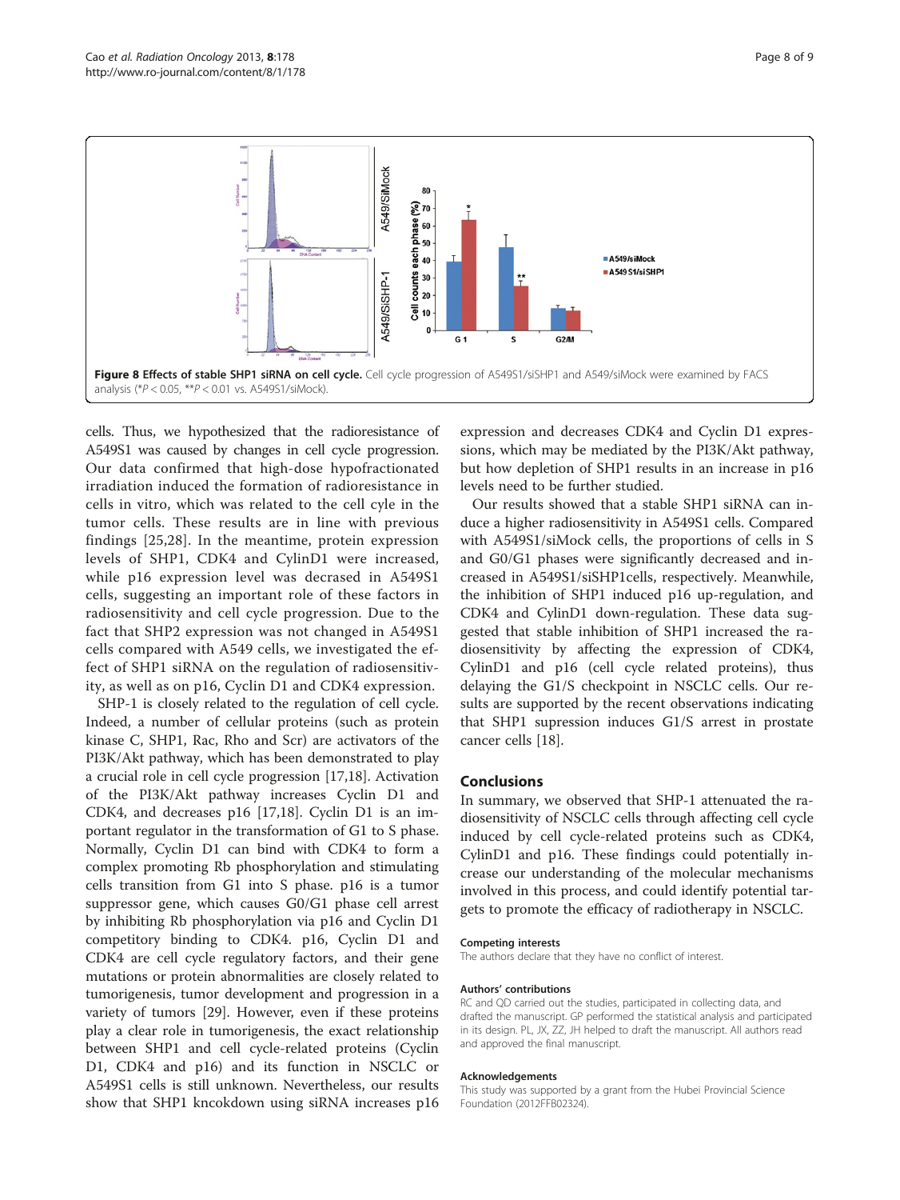**Figure 8 Effects of stable SHP1 siRNA on cell cycle.** Cell cycle progression of A549S1/siSHP1 and A549/siMock were examined by FACS analysis (*$P < 0.05$, **$P < 0.01$ vs. A549S1/siMock).

cells. Thus, we hypothesized that the radioresistance of A549S1 was caused by changes in cell cycle progression. Our data confirmed that high-dose hypofractionated irradiation induced the formation of radioresistance in cells in vitro, which was related to the cell cyle in the tumor cells. These results are in line with previous findings [25,28]. In the meantime, protein expression levels of SHP1, CDK4 and CylinD1 were increased, while p16 expression level was decrased in A549S1 cells, suggesting an important role of these factors in radiosensitivity and cell cycle progression. Due to the fact that SHP2 expression was not changed in A549S1 cells compared with A549 cells, we investigated the effect of SHP1 siRNA on the regulation of radiosensitivity, as well as on p16, Cyclin D1 and CDK4 expression.

SHP-1 is closely related to the regulation of cell cycle. Indeed, a number of cellular proteins (such as protein kinase C, SHP1, Rac, Rho and Scr) are activators of the PI3K/Akt pathway, which has been demonstrated to play a crucial role in cell cycle progression [17,18]. Activation of the PI3K/Akt pathway increases Cyclin D1 and CDK4, and decreases p16 [17,18]. Cyclin D1 is an important regulator in the transformation of G1 to S phase. Normally, Cyclin D1 can bind with CDK4 to form a complex promoting Rb phosphorylation and stimulating cells transition from G1 into S phase. p16 is a tumor suppressor gene, which causes G0/G1 phase cell arrest by inhibiting Rb phosphorylation via p16 and Cyclin D1 competitory binding to CDK4. p16, Cyclin D1 and CDK4 are cell cycle regulatory factors, and their gene mutations or protein abnormalities are closely related to tumorigenesis, tumor development and progression in a variety of tumors [29]. However, even if these proteins play a clear role in tumorigenesis, the exact relationship between SHP1 and cell cycle-related proteins (Cyclin D1, CDK4 and p16) and its function in NSCLC or A549S1 cells is still unknown. Nevertheless, our results show that SHP1 kncokdown using siRNA increases p16 expression and decreases CDK4 and Cyclin D1 expressions, which may be mediated by the PI3K/Akt pathway, but how depletion of SHP1 results in an increase in p16 levels need to be further studied.

Our results showed that a stable SHP1 siRNA can induce a higher radiosensitivity in A549S1 cells. Compared with A549S1/siMock cells, the proportions of cells in S and G0/G1 phases were significantly decreased and increased in A549S1/siSHP1cells, respectively. Meanwhile, the inhibition of SHP1 induced p16 up-regulation, and CDK4 and CylinD1 down-regulation. These data suggested that stable inhibition of SHP1 increased the radiosensitivity by affecting the expression of CDK4, CylinD1 and p16 (cell cycle related proteins), thus delaying the G1/S checkpoint in NSCLC cells. Our results are supported by the recent observations indicating that SHP1 supression induces G1/S arrest in prostate cancer cells [18].

## Conclusions

In summary, we observed that SHP-1 attenuated the radiosensitivity of NSCLC cells through affecting cell cycle induced by cell cycle-related proteins such as CDK4, CylinD1 and p16. These findings could potentially increase our understanding of the molecular mechanisms involved in this process, and could identify potential targets to promote the efficacy of radiotherapy in NSCLC.

### Competing interests

The authors declare that they have no conflict of interest.

### Authors' contributions

RC and QD carried out the studies, participated in collecting data, and drafted the manuscript. GP performed the statistical analysis and participated in its design. PL, JX, ZZ, JH helped to draft the manuscript. All authors read and approved the final manuscript.

### Acknowledgements

This study was supported by a grant from the Hubei Provincial Science Foundation (2012FFB02324).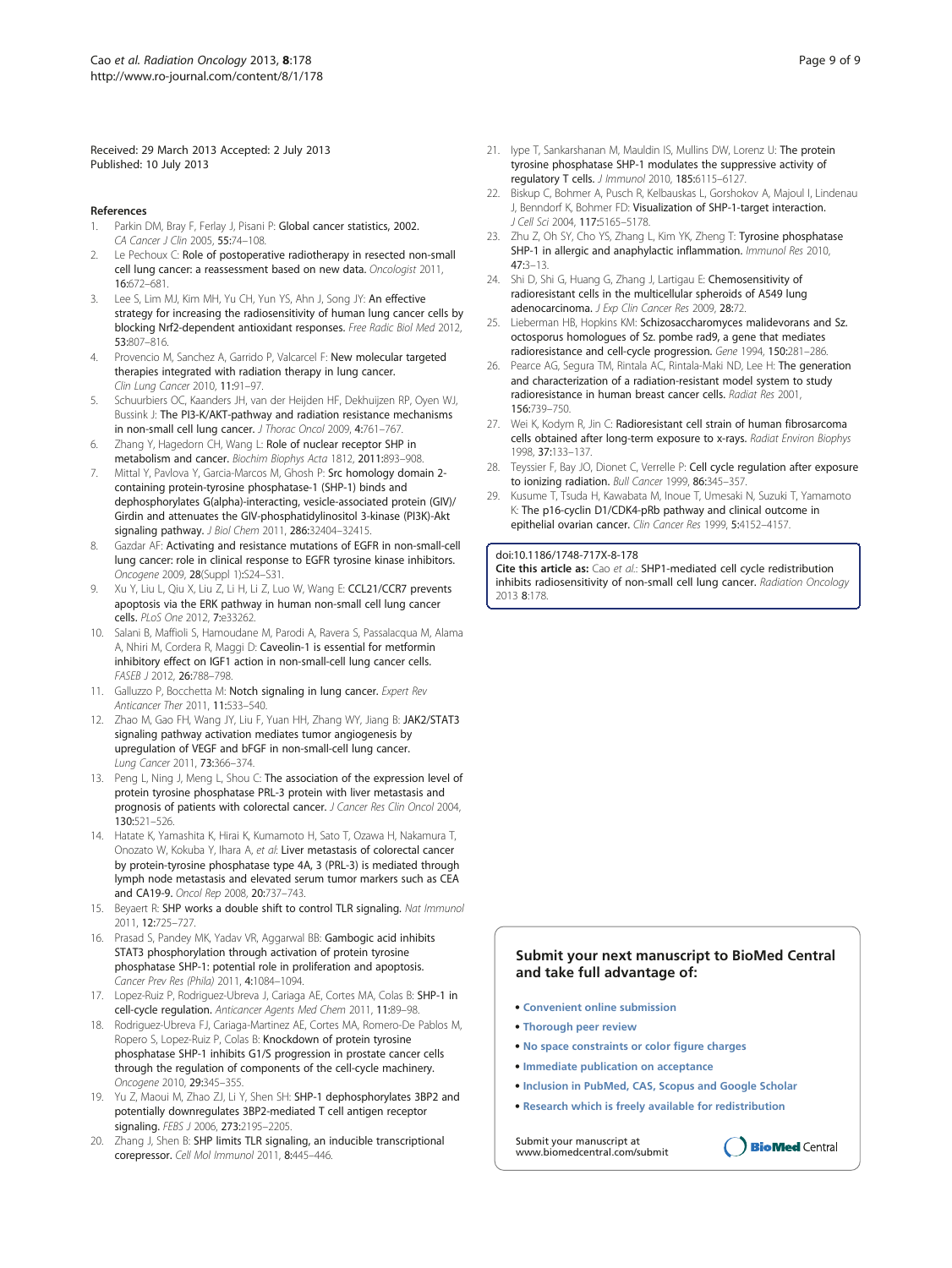Received: 29 March 2013 Accepted: 2 July 2013
Published: 10 July 2013

## References

1. Parkin DM, Bray F, Ferlay J, Pisani P: **Global cancer statistics, 2002.** *CA Cancer J Clin* 2005, **55:**74–108.
2. Le Pechoux C: **Role of postoperative radiotherapy in resected non-small cell lung cancer: a reassessment based on new data.** *Oncologist* 2011, **16:**672–681.
3. Lee S, Lim MJ, Kim MH, Yu CH, Yun YS, Ahn J, Song JY: **An effective strategy for increasing the radiosensitivity of human lung cancer cells by blocking Nrf2-dependent antioxidant responses.** *Free Radic Biol Med* 2012, **53:**807–816.
4. Provencio M, Sanchez A, Garrido P, Valcarcel F: **New molecular targeted therapies integrated with radiation therapy in lung cancer.** *Clin Lung Cancer* 2010, **11:**91–97.
5. Schuurbiers OC, Kaanders JH, van der Heijden HF, Dekhuijzen RP, Oyen WJ, Bussink J: **The PI3-K/AKT-pathway and radiation resistance mechanisms in non-small cell lung cancer.** *J Thorac Oncol* 2009, **4:**761–767.
6. Zhang Y, Hagedorn CH, Wang L: **Role of nuclear receptor SHP in metabolism and cancer.** *Biochim Biophys Acta* 1812, **2011:**893–908.
7. Mittal Y, Pavlova Y, Garcia-Marcos M, Ghosh P: **Src homology domain 2-containing protein-tyrosine phosphatase-1 (SHP-1) binds and dephosphorylates G(alpha)-interacting, vesicle-associated protein (GIV)/ Girdin and attenuates the GIV-phosphatidylinositol 3-kinase (PI3K)-Akt signaling pathway.** *J Biol Chem* 2011, **286:**32404–32415.
8. Gazdar AF: **Activating and resistance mutations of EGFR in non-small-cell lung cancer: role in clinical response to EGFR tyrosine kinase inhibitors.** *Oncogene* 2009, **28**(Suppl 1)**:**S24–S31.
9. Xu Y, Liu L, Qiu X, Liu Z, Li H, Li Z, Luo W, Wang E: **CCL21/CCR7 prevents apoptosis via the ERK pathway in human non-small cell lung cancer cells.** *PLoS One* 2012, **7:**e33262.
10. Salani B, Maffioli S, Hamoudane M, Parodi A, Ravera S, Passalacqua M, Alama A, Nhiri M, Cordera R, Maggi D: **Caveolin-1 is essential for metformin inhibitory effect on IGF1 action in non-small-cell lung cancer cells.** *FASEB J* 2012, **26:**788–798.
11. Galluzzo P, Bocchetta M: **Notch signaling in lung cancer.** *Expert Rev Anticancer Ther* 2011, **11:**533–540.
12. Zhao M, Gao FH, Wang JY, Liu F, Yuan HH, Zhang WY, Jiang B: **JAK2/STAT3 signaling pathway activation mediates tumor angiogenesis by upregulation of VEGF and bFGF in non-small-cell lung cancer.** *Lung Cancer* 2011, **73:**366–374.
13. Peng L, Ning J, Meng L, Shou C: **The association of the expression level of protein tyrosine phosphatase PRL-3 protein with liver metastasis and prognosis of patients with colorectal cancer.** *J Cancer Res Clin Oncol* 2004, **130:**521–526.
14. Hatate K, Yamashita K, Hirai K, Kumamoto H, Sato T, Ozawa H, Nakamura T, Onozato W, Kokuba Y, Ihara A, *et al*: **Liver metastasis of colorectal cancer by protein-tyrosine phosphatase type 4A, 3 (PRL-3) is mediated through lymph node metastasis and elevated serum tumor markers such as CEA and CA19-9.** *Oncol Rep* 2008, **20:**737–743.
15. Beyaert R: **SHP works a double shift to control TLR signaling.** *Nat Immunol* 2011, **12:**725–727.
16. Prasad S, Pandey MK, Yadav VR, Aggarwal BB: **Gambogic acid inhibits STAT3 phosphorylation through activation of protein tyrosine phosphatase SHP-1: potential role in proliferation and apoptosis.** *Cancer Prev Res (Phila)* 2011, **4:**1084–1094.
17. Lopez-Ruiz P, Rodriguez-Ubreva J, Cariaga AE, Cortes MA, Colas B: **SHP-1 in cell-cycle regulation.** *Anticancer Agents Med Chem* 2011, **11:**89–98.
18. Rodriguez-Ubreva FJ, Cariaga-Martinez AE, Cortes MA, Romero-De Pablos M, Ropero S, Lopez-Ruiz P, Colas B: **Knockdown of protein tyrosine phosphatase SHP-1 inhibits G1/S progression in prostate cancer cells through the regulation of components of the cell-cycle machinery.** *Oncogene* 2010, **29:**345–355.
19. Yu Z, Maoui M, Zhao ZJ, Li Y, Shen SH: **SHP-1 dephosphorylates 3BP2 and potentially downregulates 3BP2-mediated T cell antigen receptor signaling.** *FEBS J* 2006, **273:**2195–2205.
20. Zhang J, Shen B: **SHP limits TLR signaling, an inducible transcriptional corepressor.** *Cell Mol Immunol* 2011, **8:**445–446.
21. Iype T, Sankarshanan M, Mauldin IS, Mullins DW, Lorenz U: **The protein tyrosine phosphatase SHP-1 modulates the suppressive activity of regulatory T cells.** *J Immunol* 2010, **185:**6115–6127.
22. Biskup C, Bohmer A, Pusch R, Kelbauskas L, Gorshokov A, Majoul I, Lindenau J, Benndorf K, Bohmer FD: **Visualization of SHP-1-target interaction.** *J Cell Sci* 2004, **117:**5165–5178.
23. Zhu Z, Oh SY, Cho YS, Zhang L, Kim YK, Zheng T: **Tyrosine phosphatase SHP-1 in allergic and anaphylactic inflammation.** *Immunol Res* 2010, **47:**3–13.
24. Shi D, Shi G, Huang G, Zhang J, Lartigau E: **Chemosensitivity of radioresistant cells in the multicellular spheroids of A549 lung adenocarcinoma.** *J Exp Clin Cancer Res* 2009, **28:**72.
25. Lieberman HB, Hopkins KM: **Schizosaccharomyces malidevorans and Sz. octosporus homologues of Sz. pombe rad9, a gene that mediates radioresistance and cell-cycle progression.** *Gene* 1994, **150:**281–286.
26. Pearce AG, Segura TM, Rintala AC, Rintala-Maki ND, Lee H: **The generation and characterization of a radiation-resistant model system to study radioresistance in human breast cancer cells.** *Radiat Res* 2001, **156:**739–750.
27. Wei K, Kodym R, Jin C: **Radioresistant cell strain of human fibrosarcoma cells obtained after long-term exposure to x-rays.** *Radiat Environ Biophys* 1998, **37:**133–137.
28. Teyssier F, Bay JO, Dionet C, Verrelle P: **Cell cycle regulation after exposure to ionizing radiation.** *Bull Cancer* 1999, **86:**345–357.
29. Kusume T, Tsuda H, Kawabata M, Inoue T, Umesaki N, Suzuki T, Yamamoto K: **The p16-cyclin D1/CDK4-pRb pathway and clinical outcome in epithelial ovarian cancer.** *Clin Cancer Res* 1999, **5:**4152–4157.

doi:10.1186/1748-717X-8-178

**Cite this article as:** Cao *et al.*: SHP1-mediated cell cycle redistribution inhibits radiosensitivity of non-small cell lung cancer. *Radiation Oncology* 2013 **8**:178.